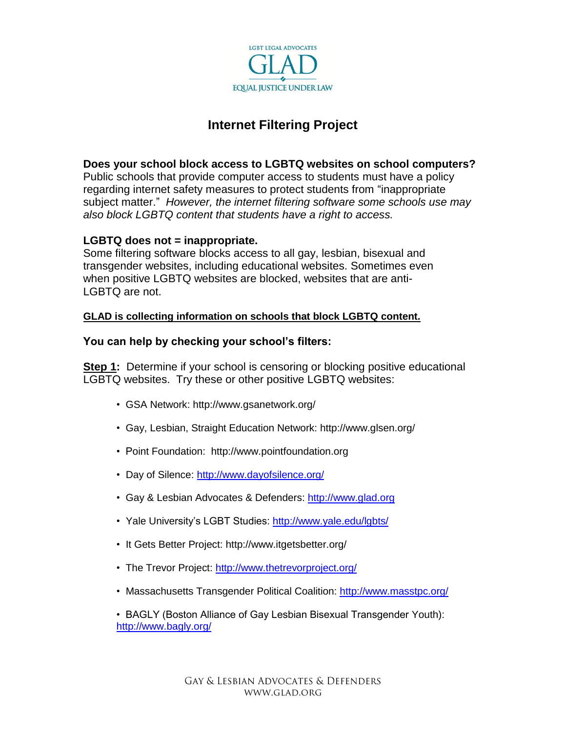LGBT LEGAL ADVOCATES

GLAD

EQUAL JUSTICE UNDER LAW

# Internet Filtering Project

**Does your school block access to LGBTQ websites on school computers?**
Public schools that provide computer access to students must have a policy regarding internet safety measures to protect students from "inappropriate subject matter." *However, the internet filtering software some schools use may also block LGBTQ content that students have a right to access.*

**LGBTQ does not = inappropriate.**
Some filtering software blocks access to all gay, lesbian, bisexual and transgender websites, including educational websites. Sometimes even when positive LGBTQ websites are blocked, websites that are anti-LGBTQ are not.

**GLAD is collecting information on schools that block LGBTQ content.**

**You can help by checking your school's filters:**

**Step 1:** Determine if your school is censoring or blocking positive educational LGBTQ websites. Try these or other positive LGBTQ websites:

- GSA Network: http://www.gsanetwork.org/
- Gay, Lesbian, Straight Education Network: http://www.glsen.org/
- Point Foundation: http://www.pointfoundation.org
- Day of Silence: http://www.dayofsilence.org/
- Gay & Lesbian Advocates & Defenders: http://www.glad.org
- Yale University's LGBT Studies: http://www.yale.edu/lgbts/
- It Gets Better Project: http://www.itgetsbetter.org/
- The Trevor Project: http://www.thetrevorproject.org/
- Massachusetts Transgender Political Coalition: http://www.masstpc.org/
- BAGLY (Boston Alliance of Gay Lesbian Bisexual Transgender Youth): http://www.bagly.org/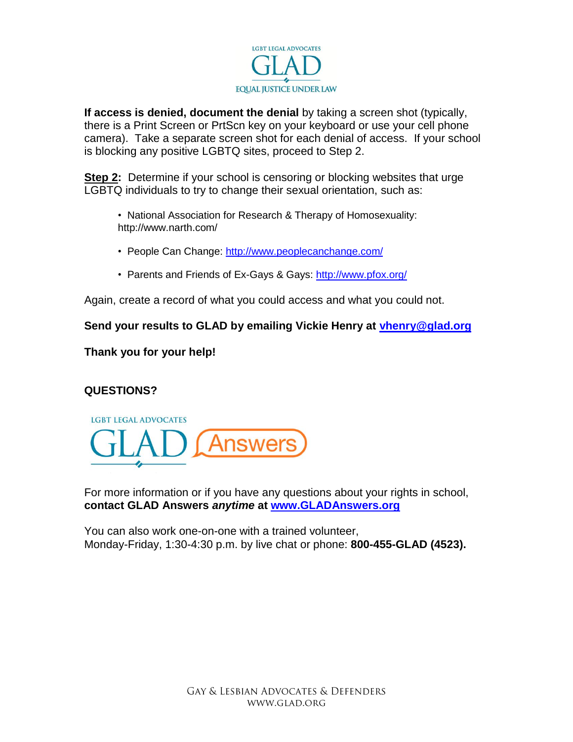LGBT LEGAL ADVOCATES

GLAD

EQUAL JUSTICE UNDER LAW

**If access is denied, document the denial** by taking a screen shot (typically, there is a Print Screen or PrtScn key on your keyboard or use your cell phone camera). Take a separate screen shot for each denial of access. If your school is blocking any positive LGBTQ sites, proceed to Step 2.

**Step 2:** Determine if your school is censoring or blocking websites that urge LGBTQ individuals to try to change their sexual orientation, such as:

- National Association for Research & Therapy of Homosexuality: http://www.narth.com/
- People Can Change: http://www.peoplecanchange.com/
- Parents and Friends of Ex-Gays & Gays: http://www.pfox.org/

Again, create a record of what you could access and what you could not.

**Send your results to GLAD by emailing Vickie Henry at vhenry@glad.org**

**Thank you for your help!**

**QUESTIONS?**

LGBT LEGAL ADVOCATES

GLAD Answers

For more information or if you have any questions about your rights in school, **contact GLAD Answers *anytime* at www.GLADAnswers.org**

You can also work one-on-one with a trained volunteer,
Monday-Friday, 1:30-4:30 p.m. by live chat or phone: **800-455-GLAD (4523).**

Gay & Lesbian Advocates & Defenders
www.glad.org